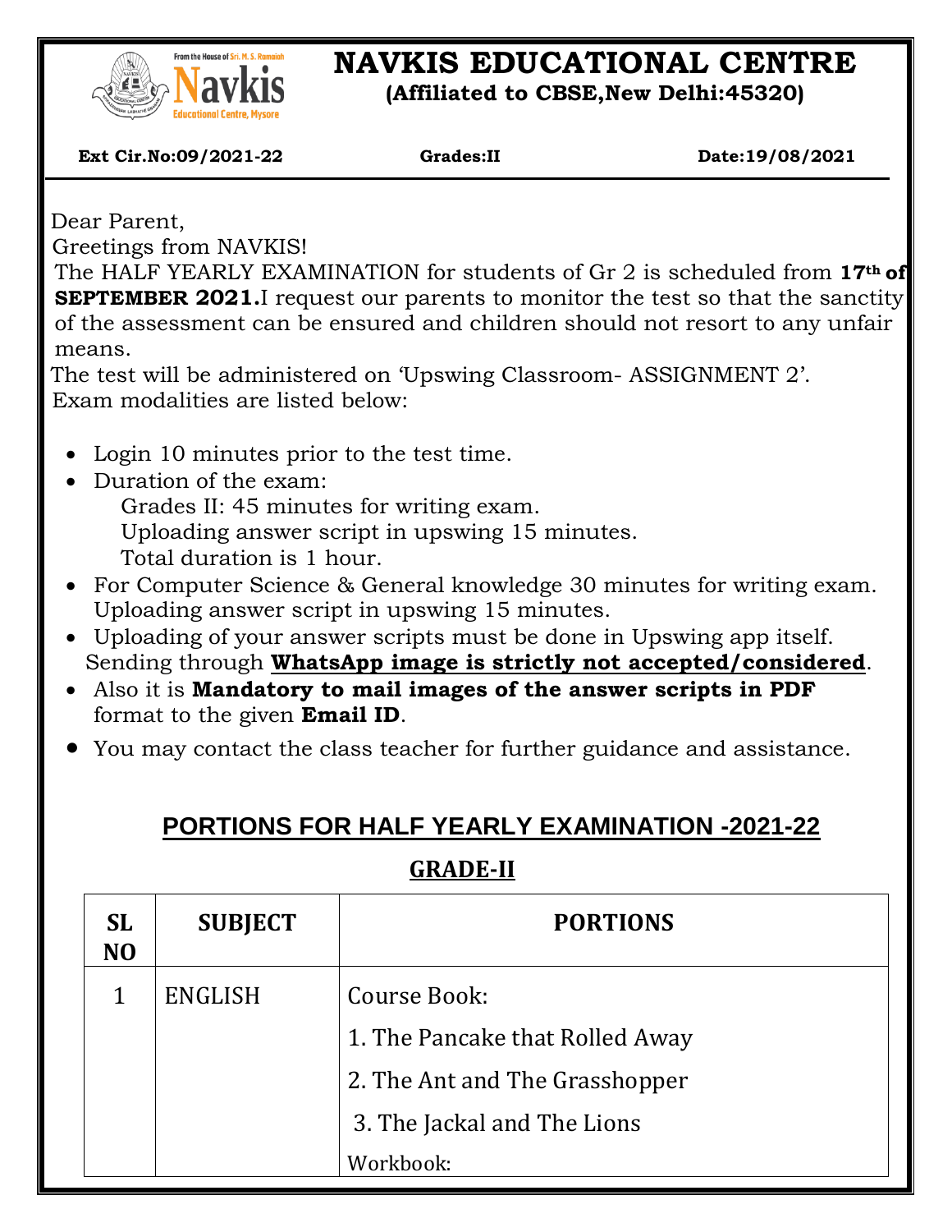# NAVKIS EDUCATIONAL CENTRE

**(Affiliated to CBSE,New Delhi:45320)**

**Ext Cir.No:09/2021-22** **Grades:II** **Date:19/08/2021**

Dear Parent,

Greetings from NAVKIS!

The HALF YEARLY EXAMINATION for students of Gr 2 is scheduled from **17th of SEPTEMBER 2021.** I request our parents to monitor the test so that the sanctity of the assessment can be ensured and children should not resort to any unfair means.

The test will be administered on 'Upswing Classroom- ASSIGNMENT 2'.

Exam modalities are listed below:

- Login 10 minutes prior to the test time.
- Duration of the exam:
  Grades II: 45 minutes for writing exam.
  Uploading answer script in upswing 15 minutes.
  Total duration is 1 hour.
- For Computer Science & General knowledge 30 minutes for writing exam. Uploading answer script in upswing 15 minutes.
- Uploading of your answer scripts must be done in Upswing app itself. Sending through **WhatsApp image is strictly not accepted/considered**.
- Also it is **Mandatory to mail images of the answer scripts in PDF** format to the given **Email ID**.
- You may contact the class teacher for further guidance and assistance.

## PORTIONS FOR HALF YEARLY EXAMINATION -2021-22

### GRADE-II

| SL NO | SUBJECT | PORTIONS |
|---|---|---|
| 1 | ENGLISH | Course Book:<br>1. The Pancake that Rolled Away<br>2. The Ant and The Grasshopper<br>3. The Jackal and The Lions<br>Workbook: |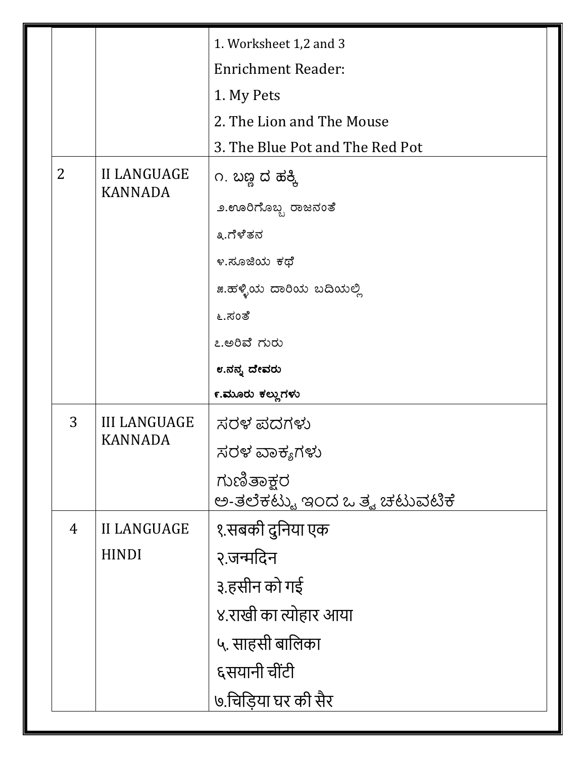| | | |
|---|---|---|
| | | 1. Worksheet 1,2 and 3<br>Enrichment Reader:<br>1. My Pets<br>2. The Lion and The Mouse<br>3. The Blue Pot and The Red Pot |
| 2 | II LANGUAGE KANNADA | ೧. ಬಣ್ಣ ದ ಹಕ್ಕಿ<br>೨.ಊರಿಗೊಬ್ಬ ರಾಜನಂತೆ<br>೩.ಗೆಳೆತನ<br>೪.ಸೂಜಿಯ ಕಥೆ<br>೫.ಹಳ್ಳಿಯ ದಾರಿಯ ಬದಿಯಲ್ಲಿ<br>೬.ಸಂತೆ<br>೭.ಅರಿವೆ ಗುರು<br>**೮.ನನ್ನ ದೇವರು**<br>**೯.ಮೂರು ಕಲ್ಲುಗಳು** |
| 3 | III LANGUAGE KANNADA | ಸರಳ ಪದಗಳು<br>ಸರಳ ವಾಕ್ಯಗಳು<br>ಗುಣಿತಾಕ್ಷರ<br>ಅ-ತಲೆಕಟ್ಟು ಇಂದ ಒ ತ್ವ ಚಟುವಟಿಕೆ |
| 4 | II LANGUAGE HINDI | १.सबकी दुनिया एक<br>२.जन्मदिन<br>३.हसीन को गई<br>४.राखी का त्योहार आया<br>५. साहसी बालिका<br>६सयानी चींटी<br>७.चिड़िया घर की सैर |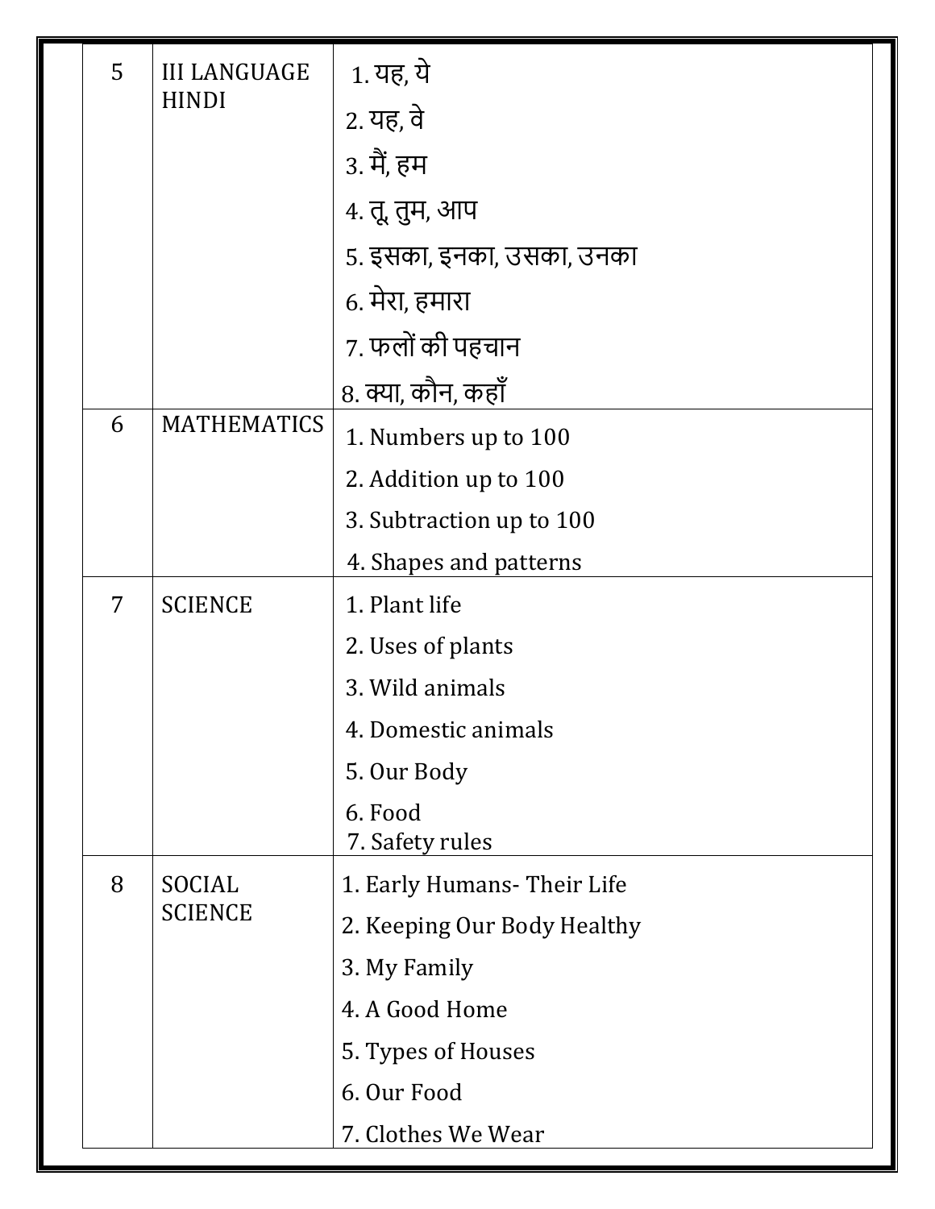| | | |
|---|---|---|
| 5 | III LANGUAGE HINDI | 1. यह, ये<br>2. यह, वे<br>3. मैं, हम<br>4. तू, तुम, आप<br>5. इसका, इनका, उसका, उनका<br>6. मेरा, हमारा<br>7. फलों की पहचान<br>8. क्या, कौन, कहाँ |
| 6 | MATHEMATICS | 1. Numbers up to 100<br>2. Addition up to 100<br>3. Subtraction up to 100<br>4. Shapes and patterns |
| 7 | SCIENCE | 1. Plant life<br>2. Uses of plants<br>3. Wild animals<br>4. Domestic animals<br>5. Our Body<br>6. Food<br>7. Safety rules |
| 8 | SOCIAL SCIENCE | 1. Early Humans- Their Life<br>2. Keeping Our Body Healthy<br>3. My Family<br>4. A Good Home<br>5. Types of Houses<br>6. Our Food<br>7. Clothes We Wear |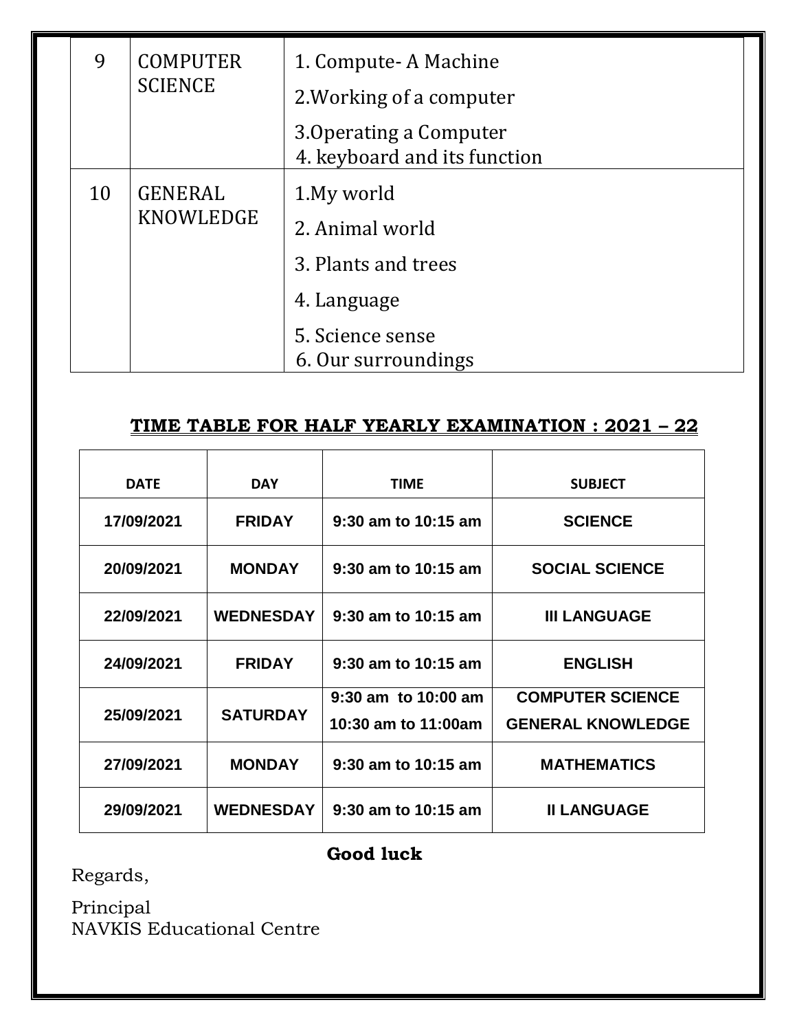| | | |
|---|---|---|
| 9 | COMPUTER SCIENCE | 1. Compute- A Machine<br>2.Working of a computer<br>3.Operating a Computer<br>4. keyboard and its function |
| 10 | GENERAL KNOWLEDGE | 1.My world<br>2. Animal world<br>3. Plants and trees<br>4. Language<br>5. Science sense<br>6. Our surroundings |

## TIME TABLE FOR HALF YEARLY EXAMINATION : 2021 – 22

| DATE | DAY | TIME | SUBJECT |
|---|---|---|---|
| 17/09/2021 | FRIDAY | 9:30 am to 10:15 am | SCIENCE |
| 20/09/2021 | MONDAY | 9:30 am to 10:15 am | SOCIAL SCIENCE |
| 22/09/2021 | WEDNESDAY | 9:30 am to 10:15 am | III LANGUAGE |
| 24/09/2021 | FRIDAY | 9:30 am to 10:15 am | ENGLISH |
| 25/09/2021 | SATURDAY | 9:30 am to 10:00 am<br>10:30 am to 11:00am | COMPUTER SCIENCE<br>GENERAL KNOWLEDGE |
| 27/09/2021 | MONDAY | 9:30 am to 10:15 am | MATHEMATICS |
| 29/09/2021 | WEDNESDAY | 9:30 am to 10:15 am | II LANGUAGE |

**Good luck**

Regards,

Principal
NAVKIS Educational Centre